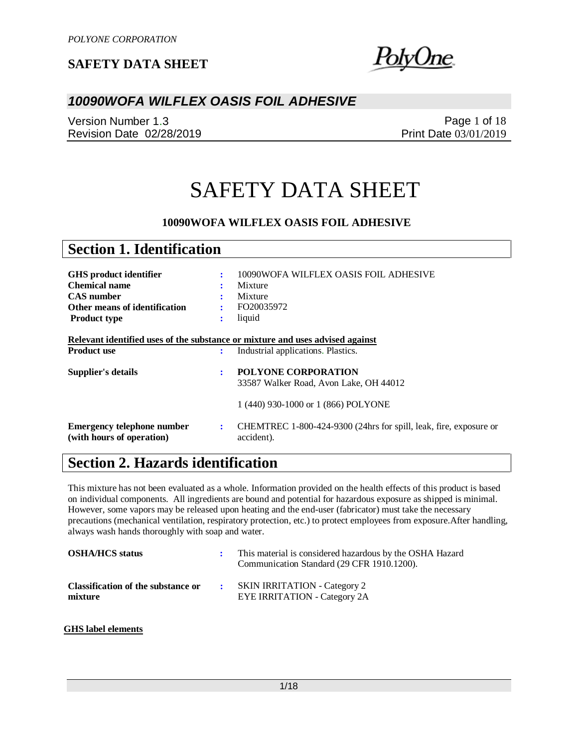# SAFETY DATA SHEET

## 10090WOFA WILFLEX OASIS FOIL ADHESIVE

Version Number 1.3
Revision Date 02/28/2019
Print Date 03/01/2019

# SAFETY DATA SHEET

**10090WOFA WILFLEX OASIS FOIL ADHESIVE**

## Section 1. Identification

| | | |
|---|---|---|
| **GHS product identifier** | : | 10090WOFA WILFLEX OASIS FOIL ADHESIVE |
| **Chemical name** | : | Mixture |
| **CAS number** | : | Mixture |
| **Other means of identification** | : | FO20035972 |
| **Product type** | : | liquid |

**Relevant identified uses of the substance or mixture and uses advised against**

| | | |
|---|---|---|
| **Product use** | : | Industrial applications. Plastics. |
| **Supplier's details** | : | **POLYONE CORPORATION**<br>33587 Walker Road, Avon Lake, OH 44012<br><br>1 (440) 930-1000 or 1 (866) POLYONE |
| **Emergency telephone number (with hours of operation)** | : | CHEMTREC 1-800-424-9300 (24hrs for spill, leak, fire, exposure or accident). |

## Section 2. Hazards identification

This mixture has not been evaluated as a whole. Information provided on the health effects of this product is based on individual components. All ingredients are bound and potential for hazardous exposure as shipped is minimal. However, some vapors may be released upon heating and the end-user (fabricator) must take the necessary precautions (mechanical ventilation, respiratory protection, etc.) to protect employees from exposure.After handling, always wash hands thoroughly with soap and water.

| | | |
|---|---|---|
| **OSHA/HCS status** | : | This material is considered hazardous by the OSHA Hazard Communication Standard (29 CFR 1910.1200). |
| **Classification of the substance or mixture** | : | SKIN IRRITATION - Category 2<br>EYE IRRITATION - Category 2A |

**GHS label elements**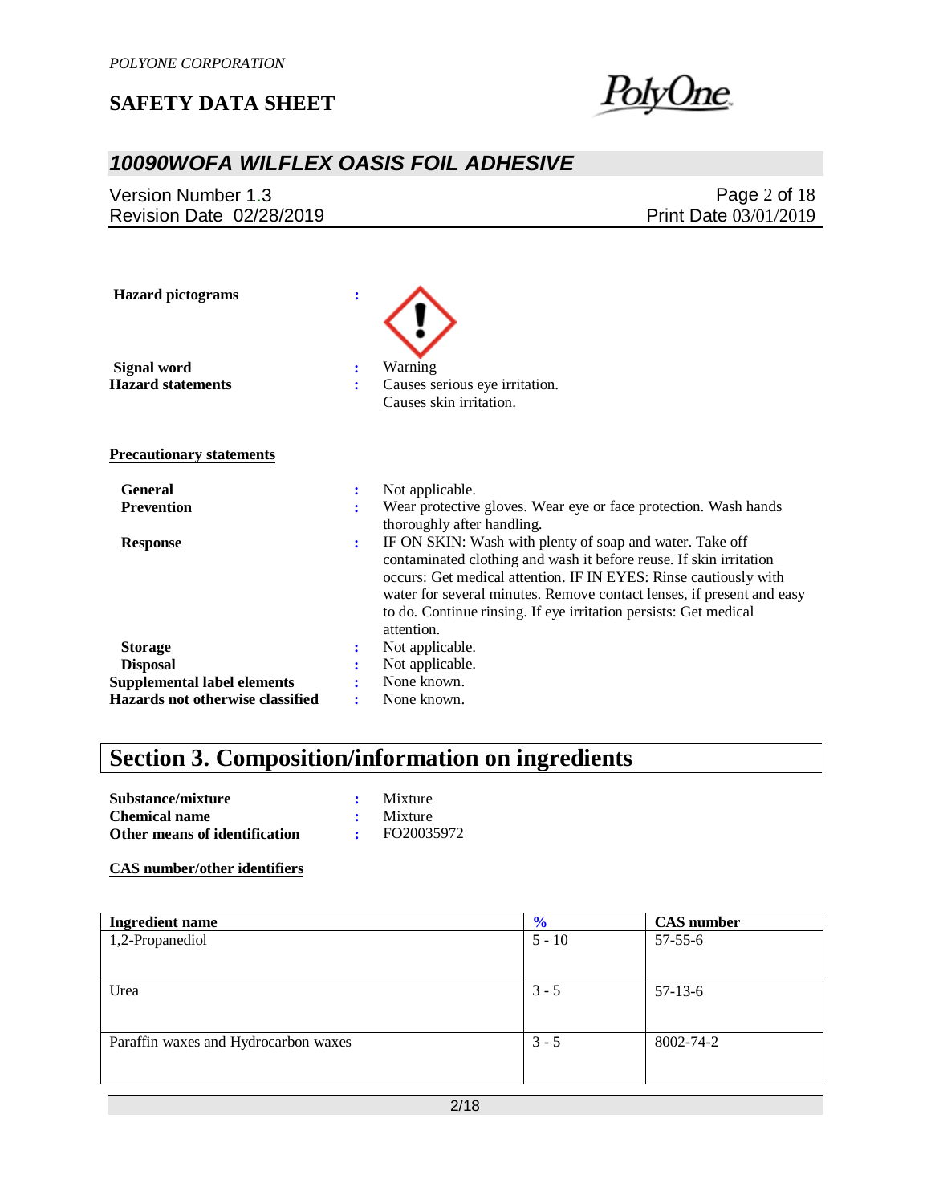**Hazard pictograms** :

**Signal word** : Warning

**Hazard statements** : Causes serious eye irritation.
Causes skin irritation.

**Precautionary statements**

**General** : Not applicable.

**Prevention** : Wear protective gloves. Wear eye or face protection. Wash hands thoroughly after handling.

**Response** : IF ON SKIN: Wash with plenty of soap and water. Take off contaminated clothing and wash it before reuse. If skin irritation occurs: Get medical attention. IF IN EYES: Rinse cautiously with water for several minutes. Remove contact lenses, if present and easy to do. Continue rinsing. If eye irritation persists: Get medical attention.

**Storage** : Not applicable.

**Disposal** : Not applicable.

**Supplemental label elements** : None known.

**Hazards not otherwise classified** : None known.

# Section 3. Composition/information on ingredients

**Substance/mixture** : Mixture

**Chemical name** : Mixture

**Other means of identification** : FO20035972

**CAS number/other identifiers**

| Ingredient name | % | CAS number |
|---|---|---|
| 1,2-Propanediol | 5 - 10 | 57-55-6 |
| Urea | 3 - 5 | 57-13-6 |
| Paraffin waxes and Hydrocarbon waxes | 3 - 5 | 8002-74-2 |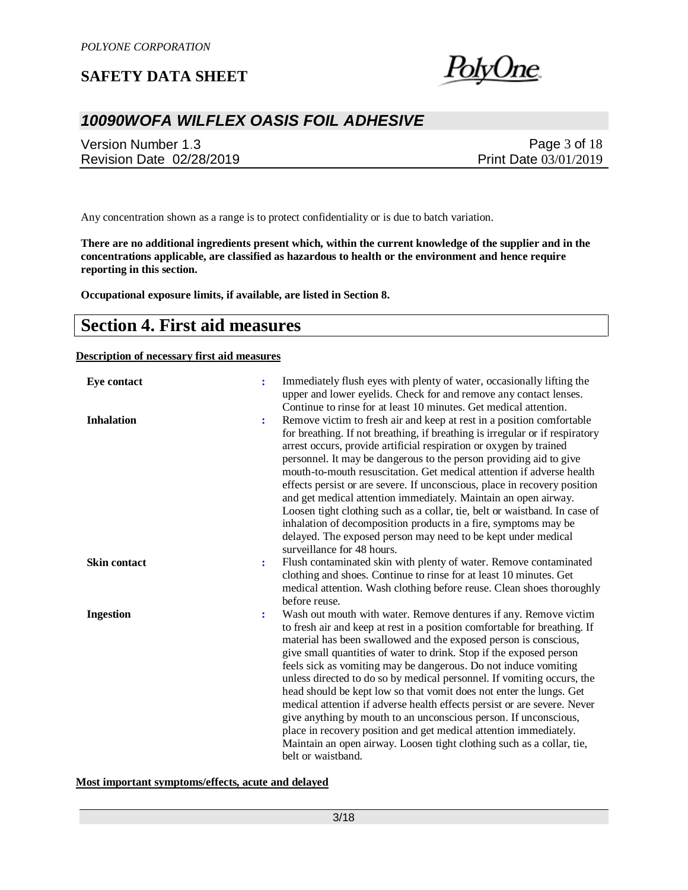Any concentration shown as a range is to protect confidentiality or is due to batch variation.

**There are no additional ingredients present which, within the current knowledge of the supplier and in the concentrations applicable, are classified as hazardous to health or the environment and hence require reporting in this section.**

**Occupational exposure limits, if available, are listed in Section 8.**

# Section 4. First aid measures

**Description of necessary first aid measures**

**Eye contact** : Immediately flush eyes with plenty of water, occasionally lifting the upper and lower eyelids. Check for and remove any contact lenses. Continue to rinse for at least 10 minutes. Get medical attention.

**Inhalation** : Remove victim to fresh air and keep at rest in a position comfortable for breathing. If not breathing, if breathing is irregular or if respiratory arrest occurs, provide artificial respiration or oxygen by trained personnel. It may be dangerous to the person providing aid to give mouth-to-mouth resuscitation. Get medical attention if adverse health effects persist or are severe. If unconscious, place in recovery position and get medical attention immediately. Maintain an open airway. Loosen tight clothing such as a collar, tie, belt or waistband. In case of inhalation of decomposition products in a fire, symptoms may be delayed. The exposed person may need to be kept under medical surveillance for 48 hours.

**Skin contact** : Flush contaminated skin with plenty of water. Remove contaminated clothing and shoes. Continue to rinse for at least 10 minutes. Get medical attention. Wash clothing before reuse. Clean shoes thoroughly before reuse.

**Ingestion** : Wash out mouth with water. Remove dentures if any. Remove victim to fresh air and keep at rest in a position comfortable for breathing. If material has been swallowed and the exposed person is conscious, give small quantities of water to drink. Stop if the exposed person feels sick as vomiting may be dangerous. Do not induce vomiting unless directed to do so by medical personnel. If vomiting occurs, the head should be kept low so that vomit does not enter the lungs. Get medical attention if adverse health effects persist or are severe. Never give anything by mouth to an unconscious person. If unconscious, place in recovery position and get medical attention immediately. Maintain an open airway. Loosen tight clothing such as a collar, tie, belt or waistband.

**Most important symptoms/effects, acute and delayed**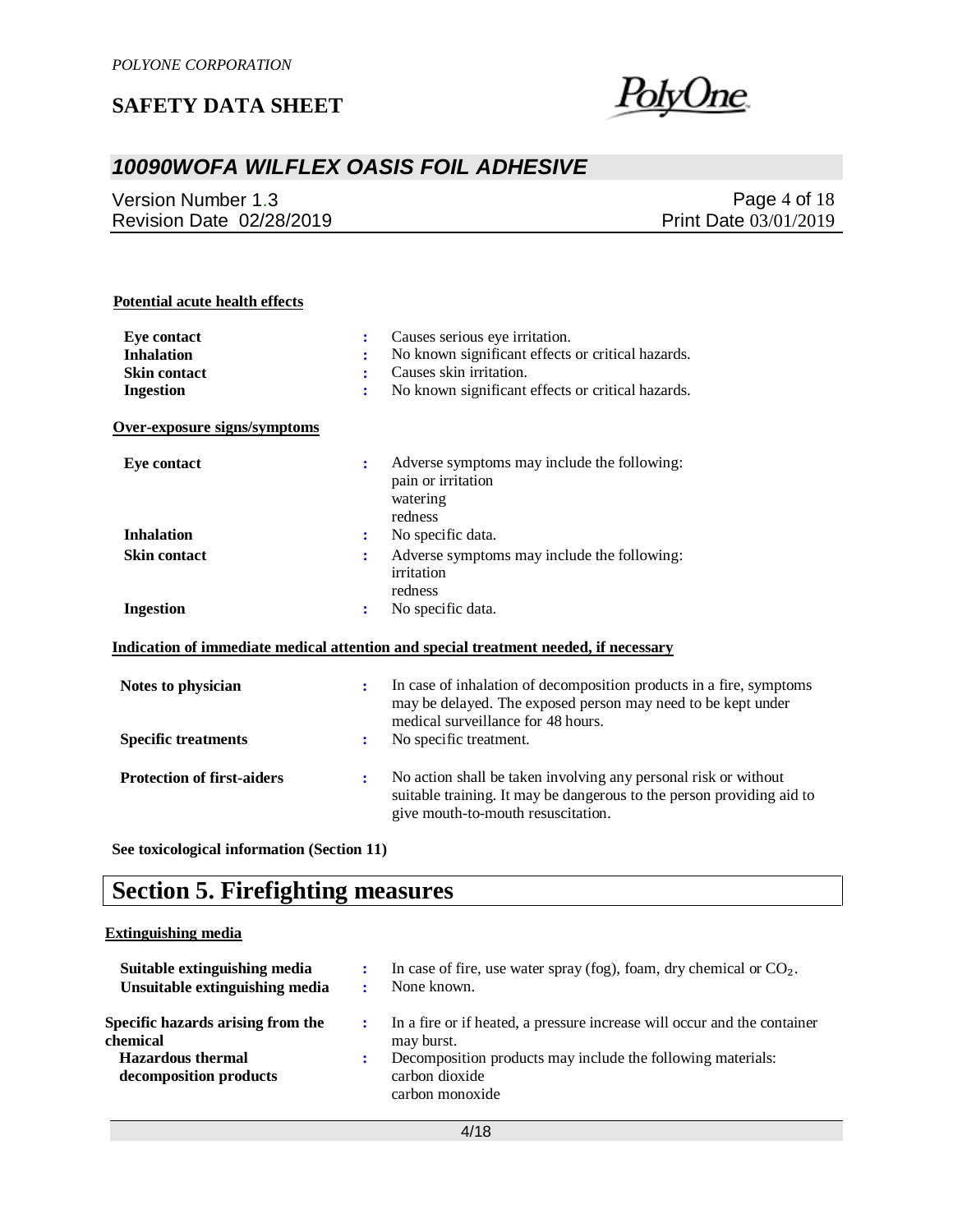**Potential acute health effects**

| | | |
|---|---|---|
| **Eye contact** | : | Causes serious eye irritation. |
| **Inhalation** | : | No known significant effects or critical hazards. |
| **Skin contact** | : | Causes skin irritation. |
| **Ingestion** | : | No known significant effects or critical hazards. |

**Over-exposure signs/symptoms**

| | | |
|---|---|---|
| **Eye contact** | : | Adverse symptoms may include the following:<br>pain or irritation<br>watering<br>redness |
| **Inhalation** | : | No specific data. |
| **Skin contact** | : | Adverse symptoms may include the following:<br>irritation<br>redness |
| **Ingestion** | : | No specific data. |

**Indication of immediate medical attention and special treatment needed, if necessary**

| | | |
|---|---|---|
| **Notes to physician** | : | In case of inhalation of decomposition products in a fire, symptoms may be delayed. The exposed person may need to be kept under medical surveillance for 48 hours. |
| **Specific treatments** | : | No specific treatment. |
| **Protection of first-aiders** | : | No action shall be taken involving any personal risk or without suitable training. It may be dangerous to the person providing aid to give mouth-to-mouth resuscitation. |

**See toxicological information (Section 11)**

# Section 5. Firefighting measures

**Extinguishing media**

| | | |
|---|---|---|
| **Suitable extinguishing media** | : | In case of fire, use water spray (fog), foam, dry chemical or $CO_2$. |
| **Unsuitable extinguishing media** | : | None known. |
| **Specific hazards arising from the chemical** | : | In a fire or if heated, a pressure increase will occur and the container may burst. |
| **Hazardous thermal decomposition products** | : | Decomposition products may include the following materials:<br>carbon dioxide<br>carbon monoxide |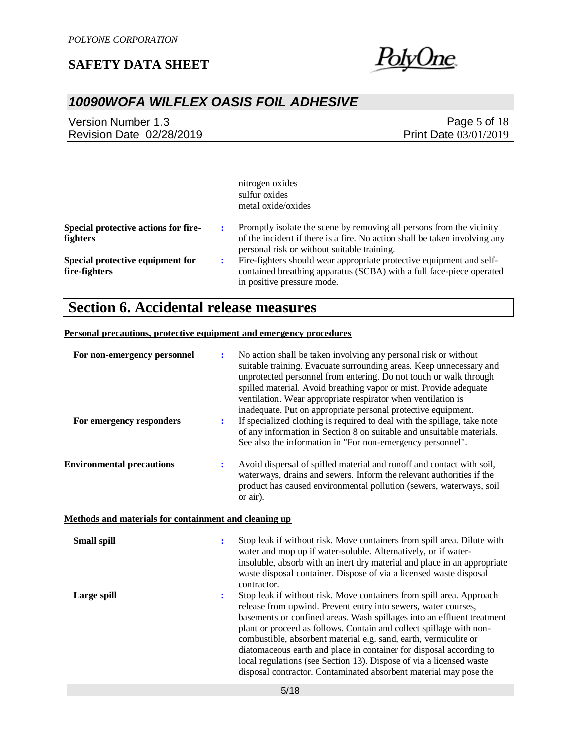nitrogen oxides
sulfur oxides
metal oxide/oxides

**Special protective actions for fire-fighters** : Promptly isolate the scene by removing all persons from the vicinity of the incident if there is a fire. No action shall be taken involving any personal risk or without suitable training.

**Special protective equipment for fire-fighters** : Fire-fighters should wear appropriate protective equipment and self-contained breathing apparatus (SCBA) with a full face-piece operated in positive pressure mode.

# Section 6. Accidental release measures

**Personal precautions, protective equipment and emergency procedures**

**For non-emergency personnel** : No action shall be taken involving any personal risk or without suitable training. Evacuate surrounding areas. Keep unnecessary and unprotected personnel from entering. Do not touch or walk through spilled material. Avoid breathing vapor or mist. Provide adequate ventilation. Wear appropriate respirator when ventilation is inadequate. Put on appropriate personal protective equipment.

**For emergency responders** : If specialized clothing is required to deal with the spillage, take note of any information in Section 8 on suitable and unsuitable materials. See also the information in "For non-emergency personnel".

**Environmental precautions** : Avoid dispersal of spilled material and runoff and contact with soil, waterways, drains and sewers. Inform the relevant authorities if the product has caused environmental pollution (sewers, waterways, soil or air).

**Methods and materials for containment and cleaning up**

**Small spill** : Stop leak if without risk. Move containers from spill area. Dilute with water and mop up if water-soluble. Alternatively, or if water-insoluble, absorb with an inert dry material and place in an appropriate waste disposal container. Dispose of via a licensed waste disposal contractor.

**Large spill** : Stop leak if without risk. Move containers from spill area. Approach release from upwind. Prevent entry into sewers, water courses, basements or confined areas. Wash spillages into an effluent treatment plant or proceed as follows. Contain and collect spillage with non-combustible, absorbent material e.g. sand, earth, vermiculite or diatomaceous earth and place in container for disposal according to local regulations (see Section 13). Dispose of via a licensed waste disposal contractor. Contaminated absorbent material may pose the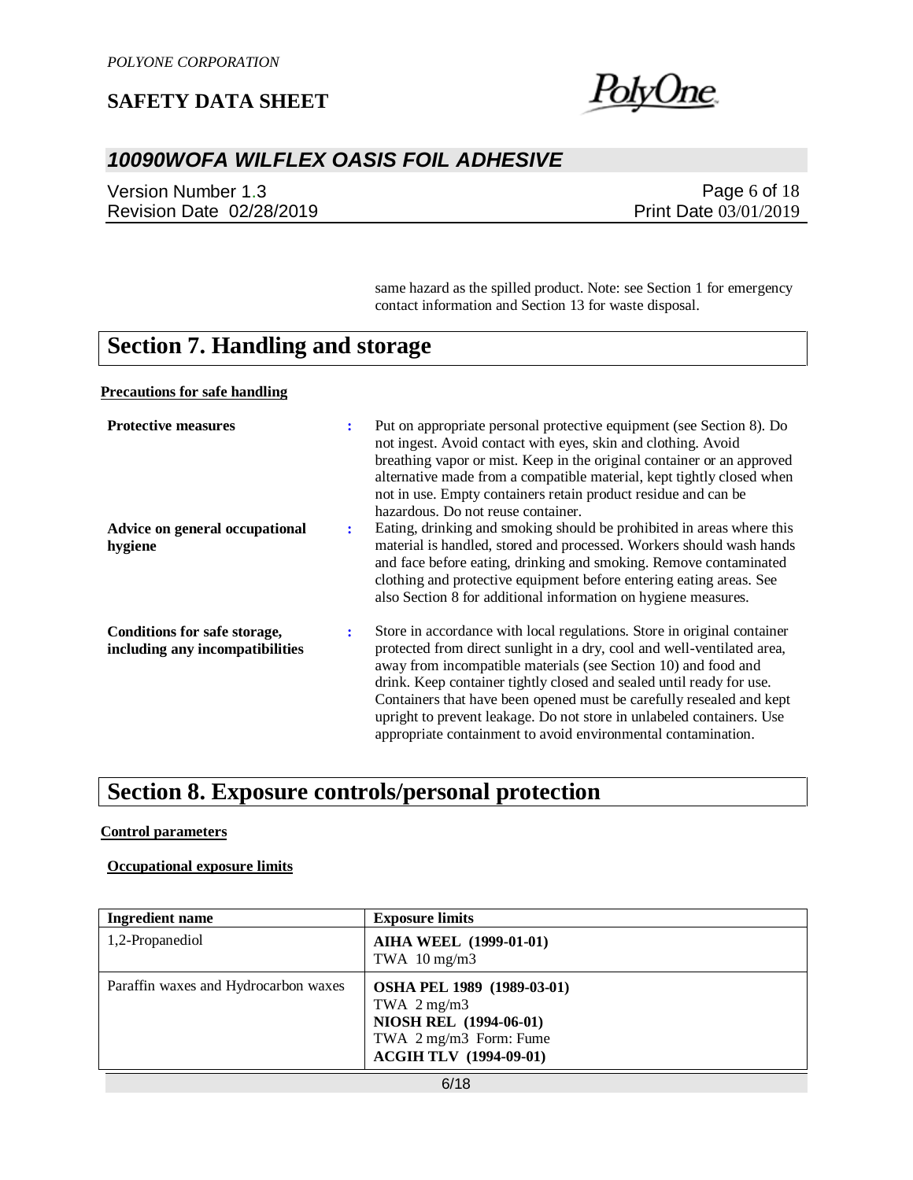same hazard as the spilled product. Note: see Section 1 for emergency contact information and Section 13 for waste disposal.

## Section 7. Handling and storage

**Precautions for safe handling**

**Protective measures** : Put on appropriate personal protective equipment (see Section 8). Do not ingest. Avoid contact with eyes, skin and clothing. Avoid breathing vapor or mist. Keep in the original container or an approved alternative made from a compatible material, kept tightly closed when not in use. Empty containers retain product residue and can be hazardous. Do not reuse container.

**Advice on general occupational hygiene** : Eating, drinking and smoking should be prohibited in areas where this material is handled, stored and processed. Workers should wash hands and face before eating, drinking and smoking. Remove contaminated clothing and protective equipment before entering eating areas. See also Section 8 for additional information on hygiene measures.

**Conditions for safe storage, including any incompatibilities** : Store in accordance with local regulations. Store in original container protected from direct sunlight in a dry, cool and well-ventilated area, away from incompatible materials (see Section 10) and food and drink. Keep container tightly closed and sealed until ready for use. Containers that have been opened must be carefully resealed and kept upright to prevent leakage. Do not store in unlabeled containers. Use appropriate containment to avoid environmental contamination.

## Section 8. Exposure controls/personal protection

**Control parameters**

**Occupational exposure limits**

| Ingredient name | Exposure limits |
| --- | --- |
| 1,2-Propanediol | **AIHA WEEL (1999-01-01)**<br>TWA 10 mg/m3 |
| Paraffin waxes and Hydrocarbon waxes | **OSHA PEL 1989 (1989-03-01)**<br>TWA 2 mg/m3<br>**NIOSH REL (1994-06-01)**<br>TWA 2 mg/m3 Form: Fume<br>**ACGIH TLV (1994-09-01)** |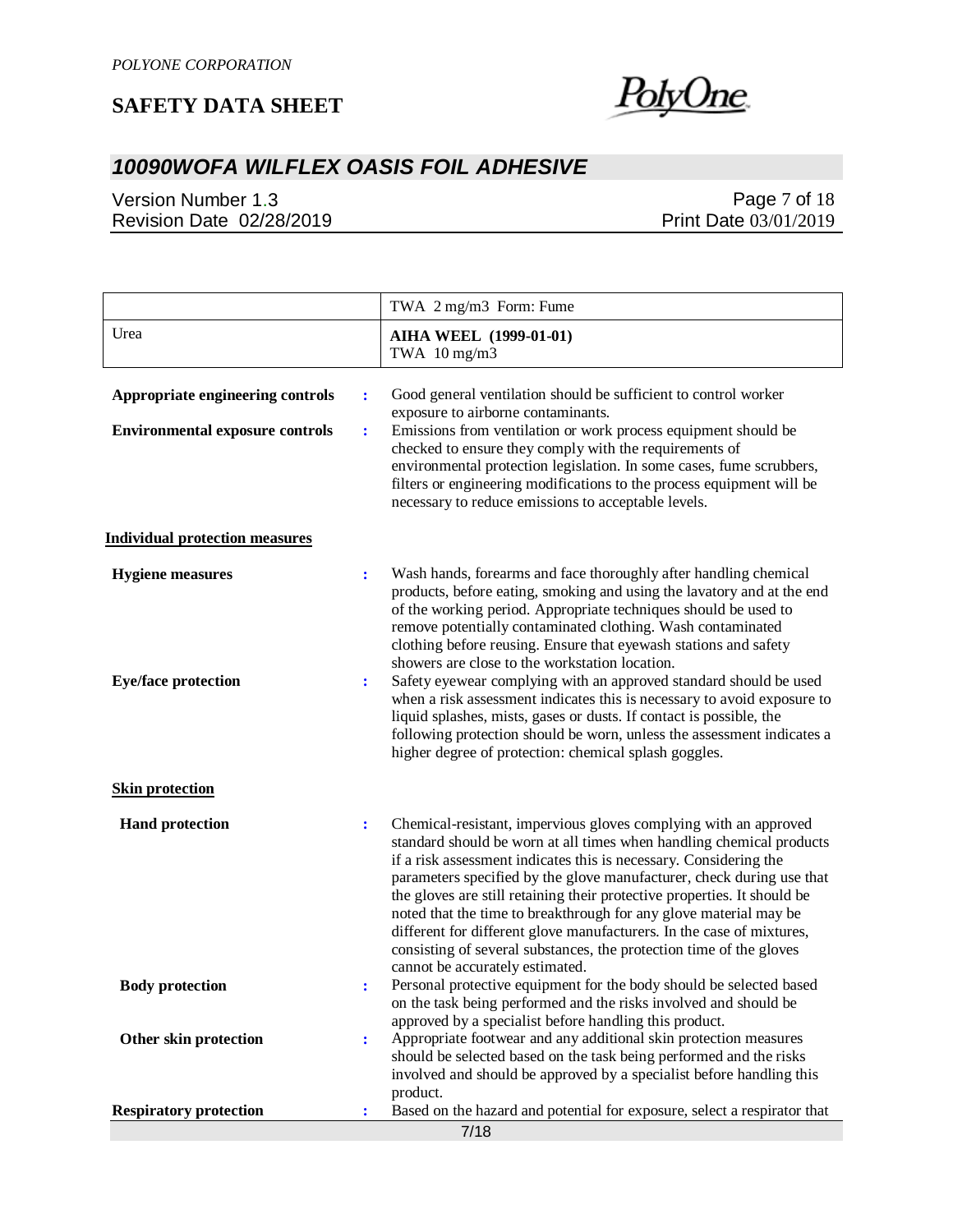| | |
|---|---|
| | TWA 2 mg/m3 Form: Fume |
| Urea | **AIHA WEEL (1999-01-01)**<br>TWA 10 mg/m3 |

**Appropriate engineering controls** : Good general ventilation should be sufficient to control worker exposure to airborne contaminants.

**Environmental exposure controls** : Emissions from ventilation or work process equipment should be checked to ensure they comply with the requirements of environmental protection legislation. In some cases, fume scrubbers, filters or engineering modifications to the process equipment will be necessary to reduce emissions to acceptable levels.

**Individual protection measures**

**Hygiene measures** : Wash hands, forearms and face thoroughly after handling chemical products, before eating, smoking and using the lavatory and at the end of the working period. Appropriate techniques should be used to remove potentially contaminated clothing. Wash contaminated clothing before reusing. Ensure that eyewash stations and safety showers are close to the workstation location.

**Eye/face protection** : Safety eyewear complying with an approved standard should be used when a risk assessment indicates this is necessary to avoid exposure to liquid splashes, mists, gases or dusts. If contact is possible, the following protection should be worn, unless the assessment indicates a higher degree of protection: chemical splash goggles.

**Skin protection**

**Hand protection** : Chemical-resistant, impervious gloves complying with an approved standard should be worn at all times when handling chemical products if a risk assessment indicates this is necessary. Considering the parameters specified by the glove manufacturer, check during use that the gloves are still retaining their protective properties. It should be noted that the time to breakthrough for any glove material may be different for different glove manufacturers. In the case of mixtures, consisting of several substances, the protection time of the gloves cannot be accurately estimated.

**Body protection** : Personal protective equipment for the body should be selected based on the task being performed and the risks involved and should be approved by a specialist before handling this product.

**Other skin protection** : Appropriate footwear and any additional skin protection measures should be selected based on the task being performed and the risks involved and should be approved by a specialist before handling this product.

**Respiratory protection** : Based on the hazard and potential for exposure, select a respirator that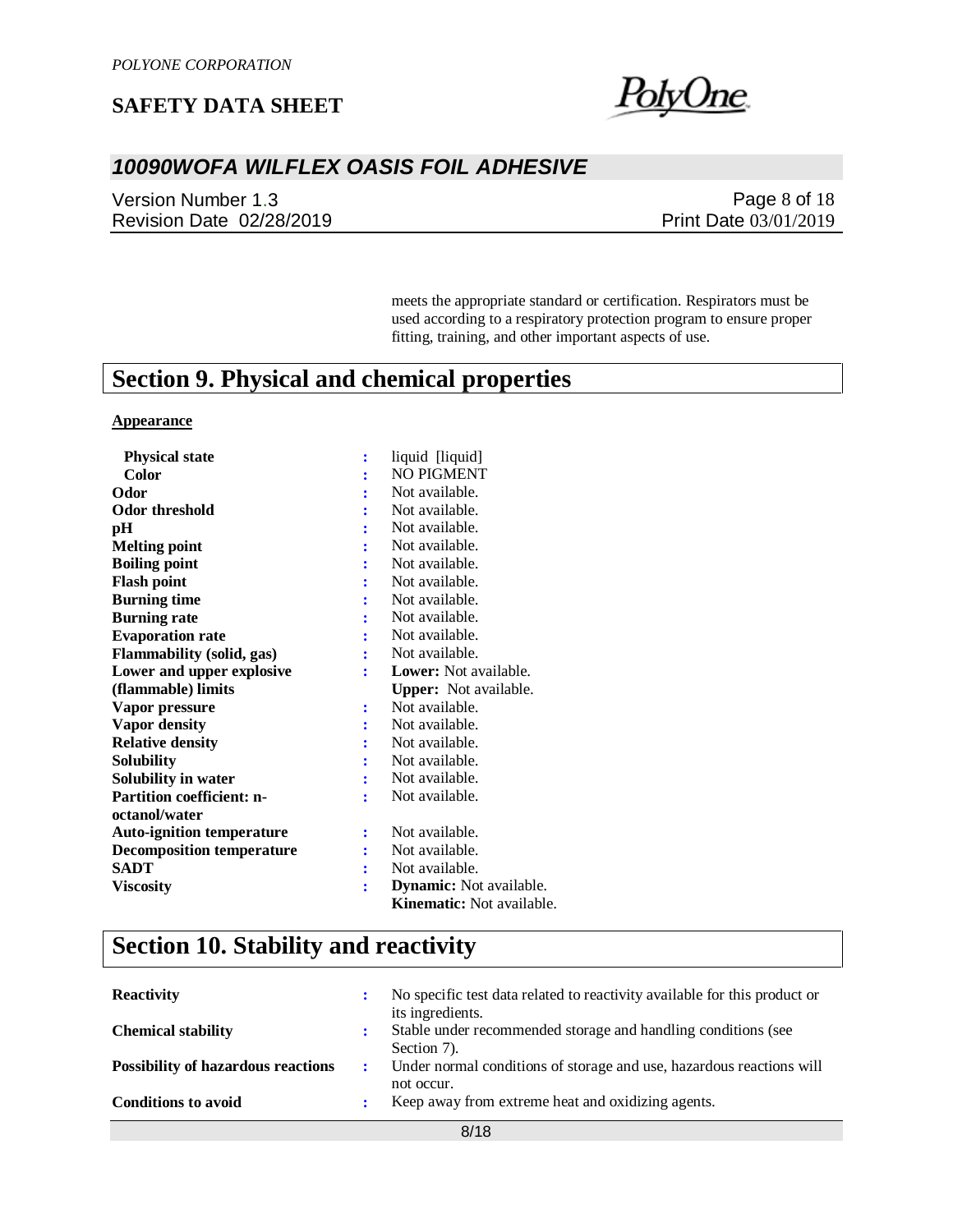meets the appropriate standard or certification. Respirators must be used according to a respiratory protection program to ensure proper fitting, training, and other important aspects of use.

## Section 9. Physical and chemical properties

**Appearance**

| | | |
|---|---|---|
| **Physical state** | : | liquid [liquid] |
| **Color** | : | NO PIGMENT |
| **Odor** | : | Not available. |
| **Odor threshold** | : | Not available. |
| **pH** | : | Not available. |
| **Melting point** | : | Not available. |
| **Boiling point** | : | Not available. |
| **Flash point** | : | Not available. |
| **Burning time** | : | Not available. |
| **Burning rate** | : | Not available. |
| **Evaporation rate** | : | Not available. |
| **Flammability (solid, gas)** | : | Not available. |
| **Lower and upper explosive (flammable) limits** | : | **Lower:** Not available.<br>**Upper:** Not available. |
| **Vapor pressure** | : | Not available. |
| **Vapor density** | : | Not available. |
| **Relative density** | : | Not available. |
| **Solubility** | : | Not available. |
| **Solubility in water** | : | Not available. |
| **Partition coefficient: n-octanol/water** | : | Not available. |
| **Auto-ignition temperature** | : | Not available. |
| **Decomposition temperature** | : | Not available. |
| **SADT** | : | Not available. |
| **Viscosity** | : | **Dynamic:** Not available.<br>**Kinematic:** Not available. |

## Section 10. Stability and reactivity

| | | |
|---|---|---|
| **Reactivity** | : | No specific test data related to reactivity available for this product or its ingredients. |
| **Chemical stability** | : | Stable under recommended storage and handling conditions (see Section 7). |
| **Possibility of hazardous reactions** | : | Under normal conditions of storage and use, hazardous reactions will not occur. |
| **Conditions to avoid** | : | Keep away from extreme heat and oxidizing agents. |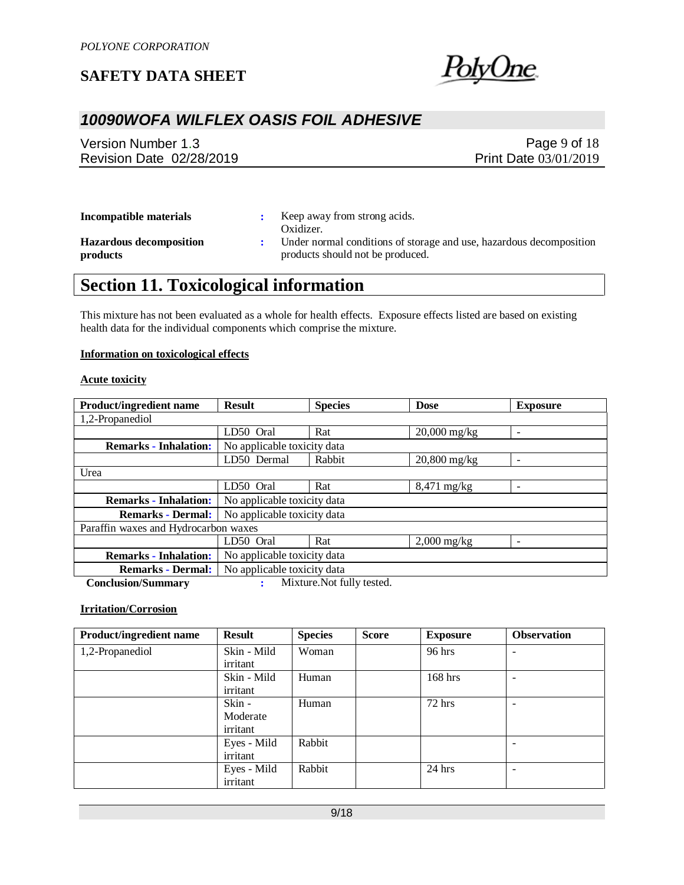| | | |
|---|---|---|
| **Incompatible materials** | : | Keep away from strong acids. Oxidizer. |
| **Hazardous decomposition products** | : | Under normal conditions of storage and use, hazardous decomposition products should not be produced. |

# Section 11. Toxicological information

This mixture has not been evaluated as a whole for health effects. Exposure effects listed are based on existing health data for the individual components which comprise the mixture.

**Information on toxicological effects**

**Acute toxicity**

| Product/ingredient name | Result | Species | Dose | Exposure |
|---|---|---|---|---|
| 1,2-Propanediol | | | | |
| | LD50 Oral | Rat | 20,000 mg/kg | - |
| **Remarks - Inhalation:** | No applicable toxicity data | | | |
| | LD50 Dermal | Rabbit | 20,800 mg/kg | - |
| Urea | | | | |
| | LD50 Oral | Rat | 8,471 mg/kg | - |
| **Remarks - Inhalation:** | No applicable toxicity data | | | |
| **Remarks - Dermal:** | No applicable toxicity data | | | |
| Paraffin waxes and Hydrocarbon waxes | | | | |
| | LD50 Oral | Rat | 2,000 mg/kg | - |
| **Remarks - Inhalation:** | No applicable toxicity data | | | |
| **Remarks - Dermal:** | No applicable toxicity data | | | |

**Conclusion/Summary** : Mixture.Not fully tested.

**Irritation/Corrosion**

| Product/ingredient name | Result | Species | Score | Exposure | Observation |
|---|---|---|---|---|---|
| 1,2-Propanediol | Skin - Mild irritant | Woman | | 96 hrs | - |
| | Skin - Mild irritant | Human | | 168 hrs | - |
| | Skin - Moderate irritant | Human | | 72 hrs | - |
| | Eyes - Mild irritant | Rabbit | | | - |
| | Eyes - Mild irritant | Rabbit | | 24 hrs | - |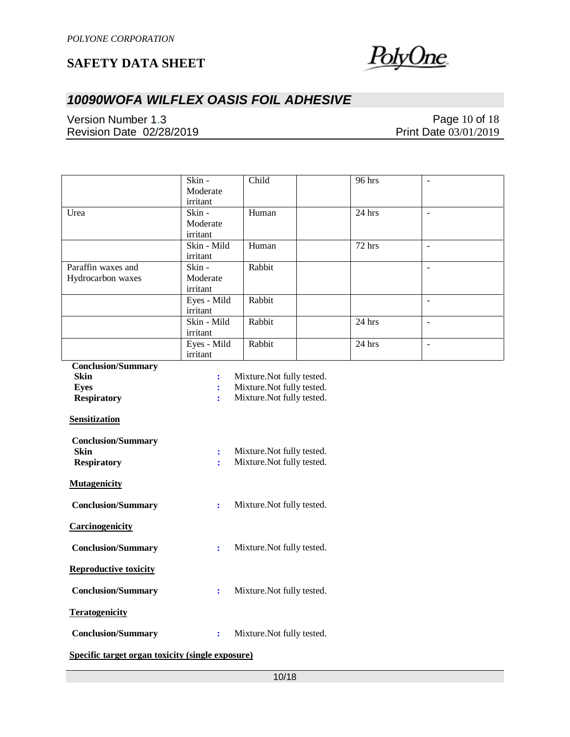|  | Skin - Moderate irritant | Child |  | 96 hrs | - |
|---|---|---|---|---|---|
| Urea | Skin - Moderate irritant | Human |  | 24 hrs | - |
|  | Skin - Mild irritant | Human |  | 72 hrs | - |
| Paraffin waxes and Hydrocarbon waxes | Skin - Moderate irritant | Rabbit |  |  | - |
|  | Eyes - Mild irritant | Rabbit |  |  | - |
|  | Skin - Mild irritant | Rabbit |  | 24 hrs | - |
|  | Eyes - Mild irritant | Rabbit |  | 24 hrs | - |

**Conclusion/Summary**

**Skin** : Mixture.Not fully tested.

**Eyes** : Mixture.Not fully tested.

**Respiratory** : Mixture.Not fully tested.

**Sensitization**

**Conclusion/Summary**

**Skin** : Mixture.Not fully tested.

**Respiratory** : Mixture.Not fully tested.

**Mutagenicity**

**Conclusion/Summary** : Mixture.Not fully tested.

**Carcinogenicity**

**Conclusion/Summary** : Mixture.Not fully tested.

**Reproductive toxicity**

**Conclusion/Summary** : Mixture.Not fully tested.

**Teratogenicity**

**Conclusion/Summary** : Mixture.Not fully tested.

**Specific target organ toxicity (single exposure)**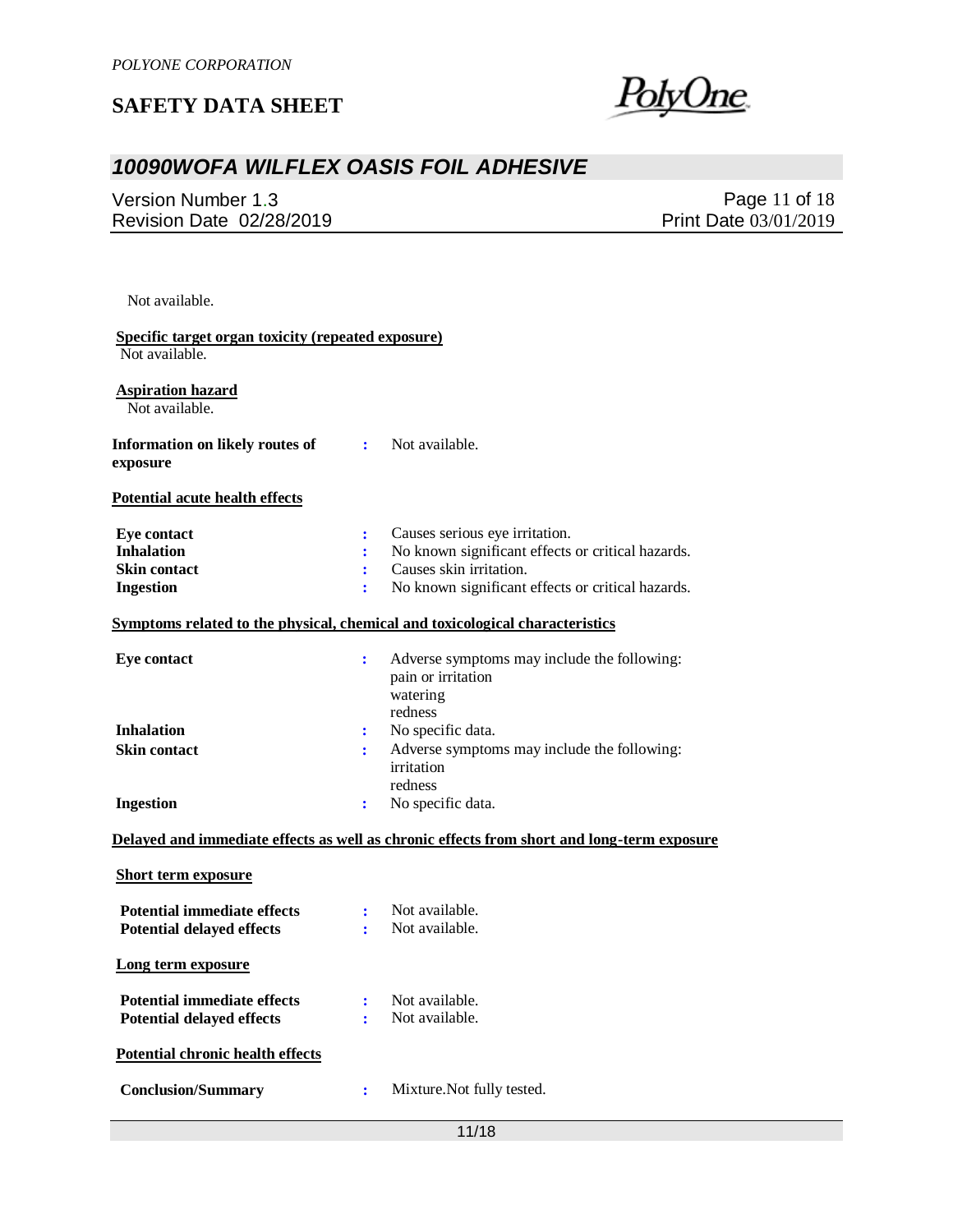Not available.

**Specific target organ toxicity (repeated exposure)**

Not available.

**Aspiration hazard**

Not available.

**Information on likely routes of exposure** : Not available.

**Potential acute health effects**

| | | |
|---|---|---|
| **Eye contact** | : | Causes serious eye irritation. |
| **Inhalation** | : | No known significant effects or critical hazards. |
| **Skin contact** | : | Causes skin irritation. |
| **Ingestion** | : | No known significant effects or critical hazards. |

**Symptoms related to the physical, chemical and toxicological characteristics**

| | | |
|---|---|---|
| **Eye contact** | : | Adverse symptoms may include the following:<br>pain or irritation<br>watering<br>redness |
| **Inhalation** | : | No specific data. |
| **Skin contact** | : | Adverse symptoms may include the following:<br>irritation<br>redness |
| **Ingestion** | : | No specific data. |

**Delayed and immediate effects as well as chronic effects from short and long-term exposure**

**Short term exposure**

| | | |
|---|---|---|
| **Potential immediate effects** | : | Not available. |
| **Potential delayed effects** | : | Not available. |

**Long term exposure**

| | | |
|---|---|---|
| **Potential immediate effects** | : | Not available. |
| **Potential delayed effects** | : | Not available. |

**Potential chronic health effects**

| | | |
|---|---|---|
| **Conclusion/Summary** | : | Mixture.Not fully tested. |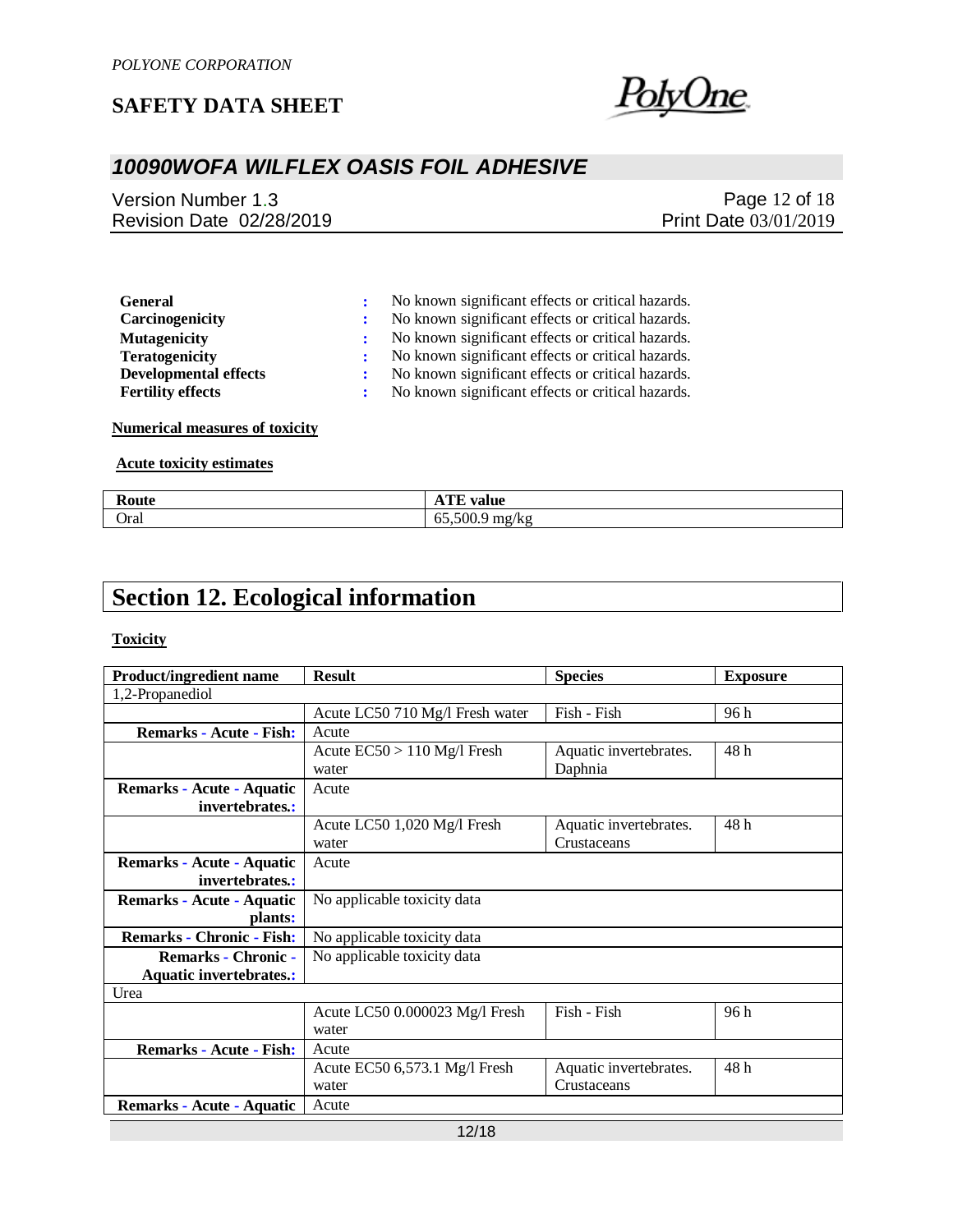| | | |
|---|---|---|
| **General** | : | No known significant effects or critical hazards. |
| **Carcinogenicity** | : | No known significant effects or critical hazards. |
| **Mutagenicity** | : | No known significant effects or critical hazards. |
| **Teratogenicity** | : | No known significant effects or critical hazards. |
| **Developmental effects** | : | No known significant effects or critical hazards. |
| **Fertility effects** | : | No known significant effects or critical hazards. |

**Numerical measures of toxicity**

**Acute toxicity estimates**

| Route | ATE value |
|---|---|
| Oral | 65,500.9 mg/kg |

# Section 12. Ecological information

**Toxicity**

| Product/ingredient name | Result | Species | Exposure |
|---|---|---|---|
| 1,2-Propanediol | | | |
| | Acute LC50 710 Mg/l Fresh water | Fish - Fish | 96 h |
| **Remarks - Acute - Fish:** | Acute | | |
| | Acute EC50 > 110 Mg/l Fresh water | Aquatic invertebrates. Daphnia | 48 h |
| **Remarks - Acute - Aquatic invertebrates.:** | Acute | | |
| | Acute LC50 1,020 Mg/l Fresh water | Aquatic invertebrates. Crustaceans | 48 h |
| **Remarks - Acute - Aquatic invertebrates.:** | Acute | | |
| **Remarks - Acute - Aquatic plants:** | No applicable toxicity data | | |
| **Remarks - Chronic - Fish:** | No applicable toxicity data | | |
| **Remarks - Chronic - Aquatic invertebrates.:** | No applicable toxicity data | | |
| Urea | | | |
| | Acute LC50 0.000023 Mg/l Fresh water | Fish - Fish | 96 h |
| **Remarks - Acute - Fish:** | Acute | | |
| | Acute EC50 6,573.1 Mg/l Fresh water | Aquatic invertebrates. Crustaceans | 48 h |
| **Remarks - Acute - Aquatic** | Acute | | |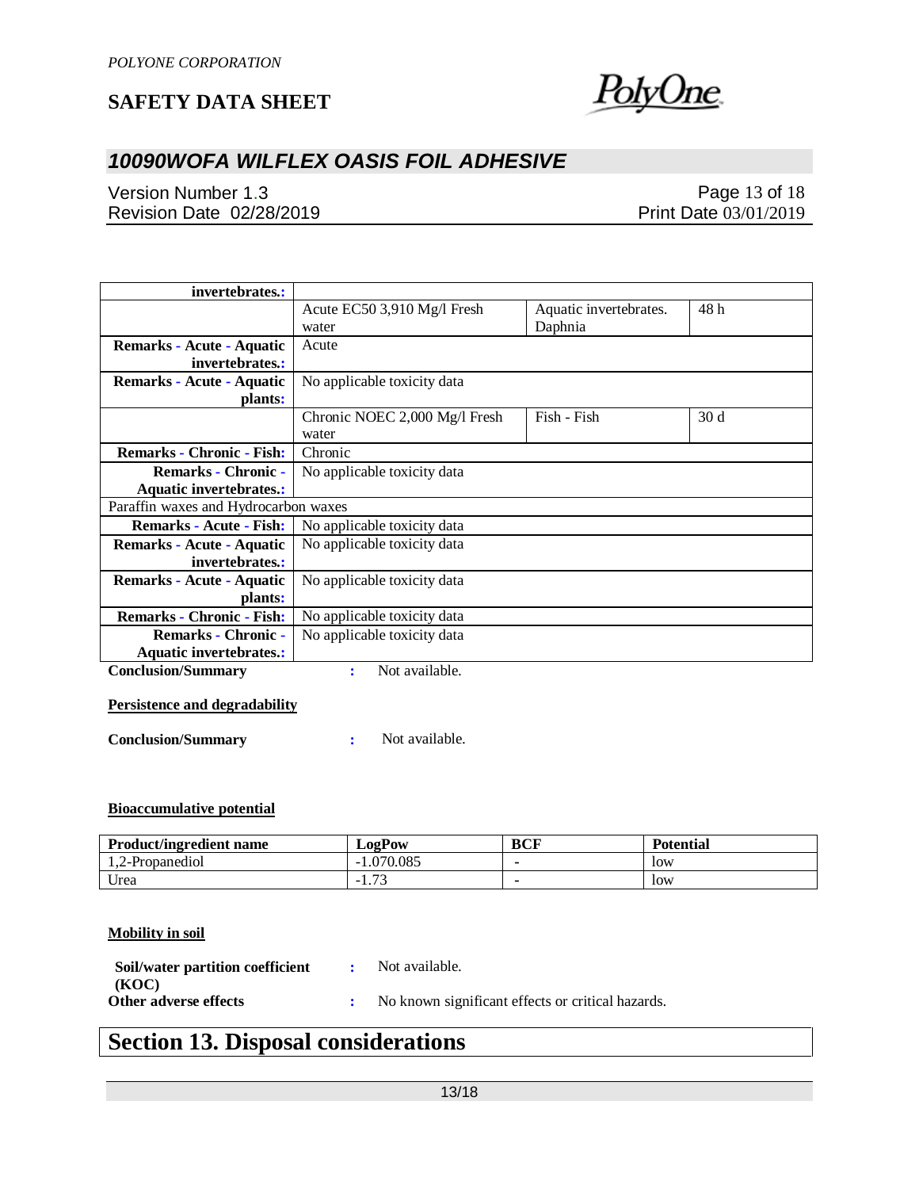| invertebrates.: | | | |
|---|---|---|---|
| | Acute EC50 3,910 Mg/l Fresh water | Aquatic invertebrates. Daphnia | 48 h |
| Remarks - Acute - Aquatic invertebrates.: | Acute | | |
| Remarks - Acute - Aquatic plants: | No applicable toxicity data | | |
| | Chronic NOEC 2,000 Mg/l Fresh water | Fish - Fish | 30 d |
| Remarks - Chronic - Fish: | Chronic | | |
| Remarks - Chronic - Aquatic invertebrates.: | No applicable toxicity data | | |
| Paraffin waxes and Hydrocarbon waxes | | | |
| Remarks - Acute - Fish: | No applicable toxicity data | | |
| Remarks - Acute - Aquatic invertebrates.: | No applicable toxicity data | | |
| Remarks - Acute - Aquatic plants: | No applicable toxicity data | | |
| Remarks - Chronic - Fish: | No applicable toxicity data | | |
| Remarks - Chronic - Aquatic invertebrates.: | No applicable toxicity data | | |

**Conclusion/Summary** : Not available.

**Persistence and degradability**

**Conclusion/Summary** : Not available.

**Bioaccumulative potential**

| Product/ingredient name | LogPow | BCF | Potential |
|---|---|---|---|
| 1,2-Propanediol | -1.070.085 | - | low |
| Urea | -1.73 | - | low |

**Mobility in soil**

**Soil/water partition coefficient (KOC)** : Not available.

**Other adverse effects** : No known significant effects or critical hazards.

# Section 13. Disposal considerations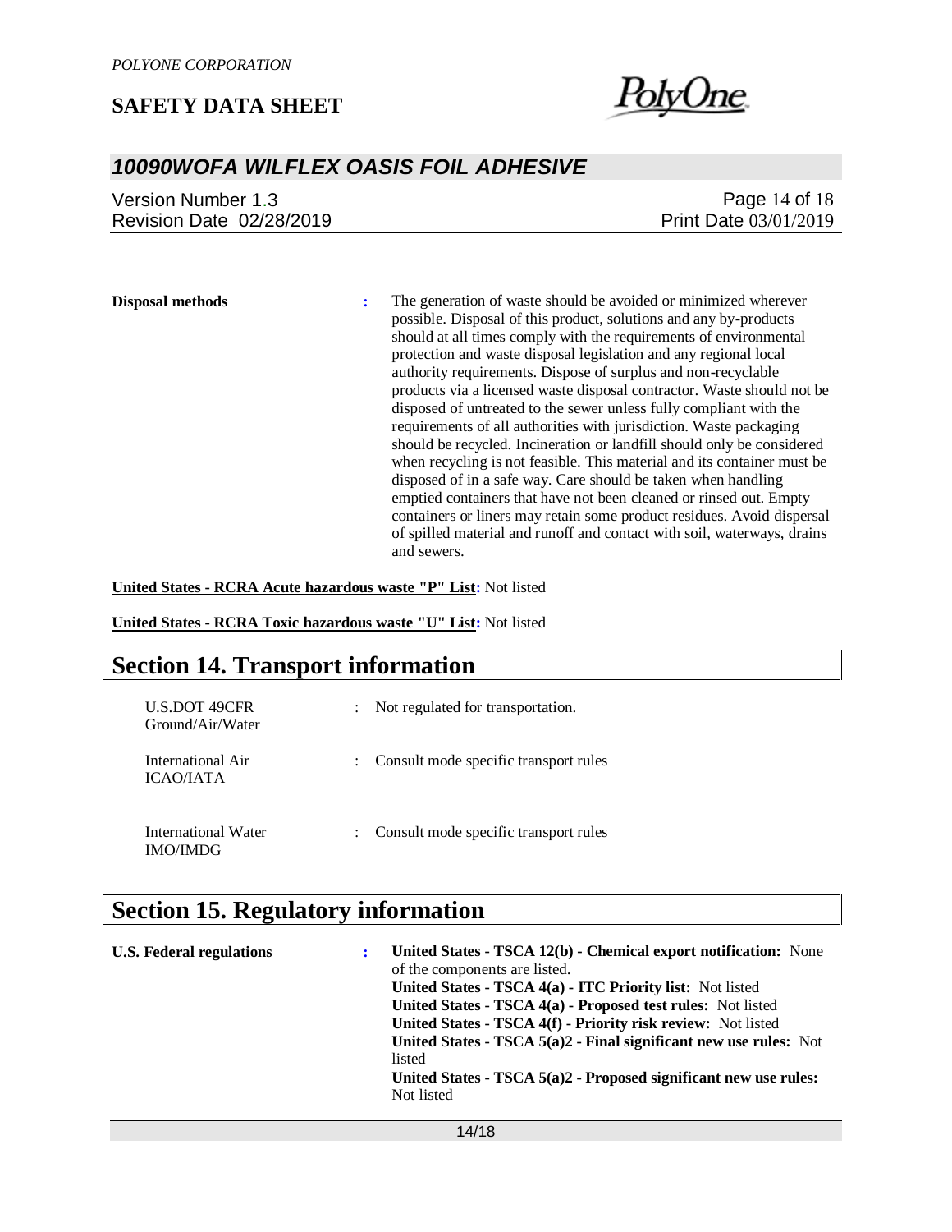**Disposal methods** : The generation of waste should be avoided or minimized wherever possible. Disposal of this product, solutions and any by-products should at all times comply with the requirements of environmental protection and waste disposal legislation and any regional local authority requirements. Dispose of surplus and non-recyclable products via a licensed waste disposal contractor. Waste should not be disposed of untreated to the sewer unless fully compliant with the requirements of all authorities with jurisdiction. Waste packaging should be recycled. Incineration or landfill should only be considered when recycling is not feasible. This material and its container must be disposed of in a safe way. Care should be taken when handling emptied containers that have not been cleaned or rinsed out. Empty containers or liners may retain some product residues. Avoid dispersal of spilled material and runoff and contact with soil, waterways, drains and sewers.

**United States - RCRA Acute hazardous waste "P" List:** Not listed

**United States - RCRA Toxic hazardous waste "U" List:** Not listed

# Section 14. Transport information

| | | |
|---|---|---|
| U.S.DOT 49CFR Ground/Air/Water | : | Not regulated for transportation. |
| International Air ICAO/IATA | : | Consult mode specific transport rules |
| International Water IMO/IMDG | : | Consult mode specific transport rules |

# Section 15. Regulatory information

**U.S. Federal regulations** :

**United States - TSCA 12(b) - Chemical export notification:** None of the components are listed.
**United States - TSCA 4(a) - ITC Priority list:** Not listed
**United States - TSCA 4(a) - Proposed test rules:** Not listed
**United States - TSCA 4(f) - Priority risk review:** Not listed
**United States - TSCA 5(a)2 - Final significant new use rules:** Not listed
**United States - TSCA 5(a)2 - Proposed significant new use rules:** Not listed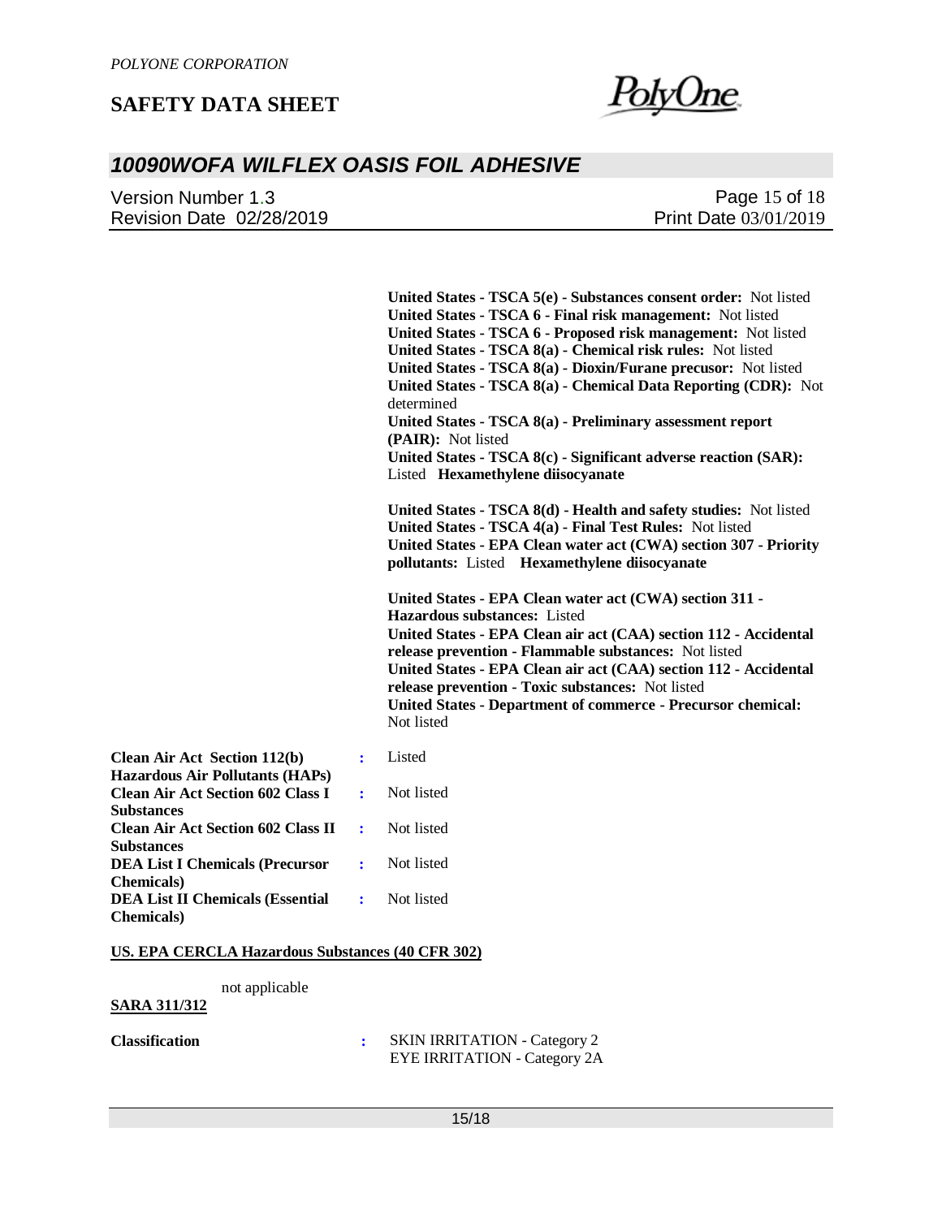**United States - TSCA 5(e) - Substances consent order:** Not listed
**United States - TSCA 6 - Final risk management:** Not listed
**United States - TSCA 6 - Proposed risk management:** Not listed
**United States - TSCA 8(a) - Chemical risk rules:** Not listed
**United States - TSCA 8(a) - Dioxin/Furane precusor:** Not listed
**United States - TSCA 8(a) - Chemical Data Reporting (CDR):** Not determined
**United States - TSCA 8(a) - Preliminary assessment report (PAIR):** Not listed
**United States - TSCA 8(c) - Significant adverse reaction (SAR):** Listed **Hexamethylene diisocyanate**

**United States - TSCA 8(d) - Health and safety studies:** Not listed
**United States - TSCA 4(a) - Final Test Rules:** Not listed
**United States - EPA Clean water act (CWA) section 307 - Priority pollutants:** Listed **Hexamethylene diisocyanate**

**United States - EPA Clean water act (CWA) section 311 - Hazardous substances:** Listed
**United States - EPA Clean air act (CAA) section 112 - Accidental release prevention - Flammable substances:** Not listed
**United States - EPA Clean air act (CAA) section 112 - Accidental release prevention - Toxic substances:** Not listed
**United States - Department of commerce - Precursor chemical:** Not listed

| | | |
|---|---|---|
| **Clean Air Act Section 112(b) Hazardous Air Pollutants (HAPs)** | : | Listed |
| **Clean Air Act Section 602 Class I Substances** | : | Not listed |
| **Clean Air Act Section 602 Class II Substances** | : | Not listed |
| **DEA List I Chemicals (Precursor Chemicals)** | : | Not listed |
| **DEA List II Chemicals (Essential Chemicals)** | : | Not listed |

**US. EPA CERCLA Hazardous Substances (40 CFR 302)**

not applicable

**SARA 311/312**

**Classification** : SKIN IRRITATION - Category 2
EYE IRRITATION - Category 2A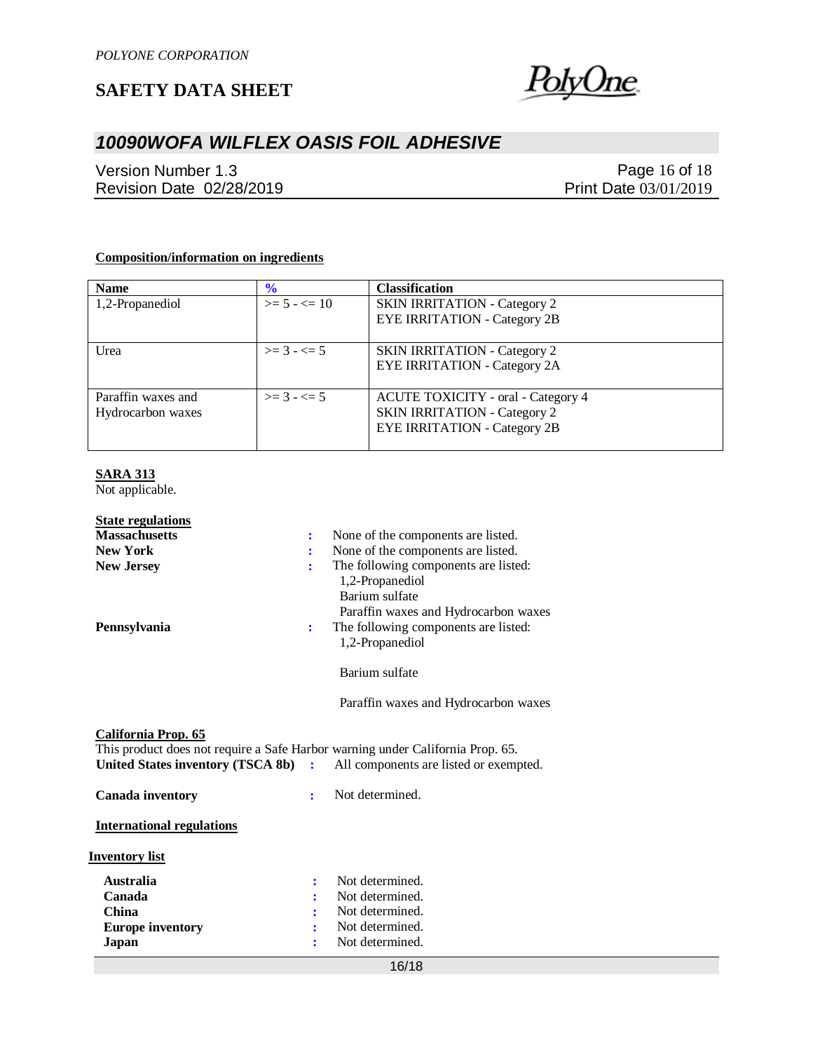**Composition/information on ingredients**

| Name | % | Classification |
|---|---|---|
| 1,2-Propanediol | >= 5 - <= 10 | SKIN IRRITATION - Category 2<br>EYE IRRITATION - Category 2B |
| Urea | >= 3 - <= 5 | SKIN IRRITATION - Category 2<br>EYE IRRITATION - Category 2A |
| Paraffin waxes and Hydrocarbon waxes | >= 3 - <= 5 | ACUTE TOXICITY - oral - Category 4<br>SKIN IRRITATION - Category 2<br>EYE IRRITATION - Category 2B |

**SARA 313**

Not applicable.

**State regulations**

**Massachusetts** : None of the components are listed.
**New York** : None of the components are listed.
**New Jersey** : The following components are listed:
1,2-Propanediol
Barium sulfate
Paraffin waxes and Hydrocarbon waxes
**Pennsylvania** : The following components are listed:
1,2-Propanediol

Barium sulfate

Paraffin waxes and Hydrocarbon waxes

**California Prop. 65**

This product does not require a Safe Harbor warning under California Prop. 65.

**United States inventory (TSCA 8b)** : All components are listed or exempted.

**Canada inventory** : Not determined.

**International regulations**

**Inventory list**

**Australia** : Not determined.
**Canada** : Not determined.
**China** : Not determined.
**Europe inventory** : Not determined.
**Japan** : Not determined.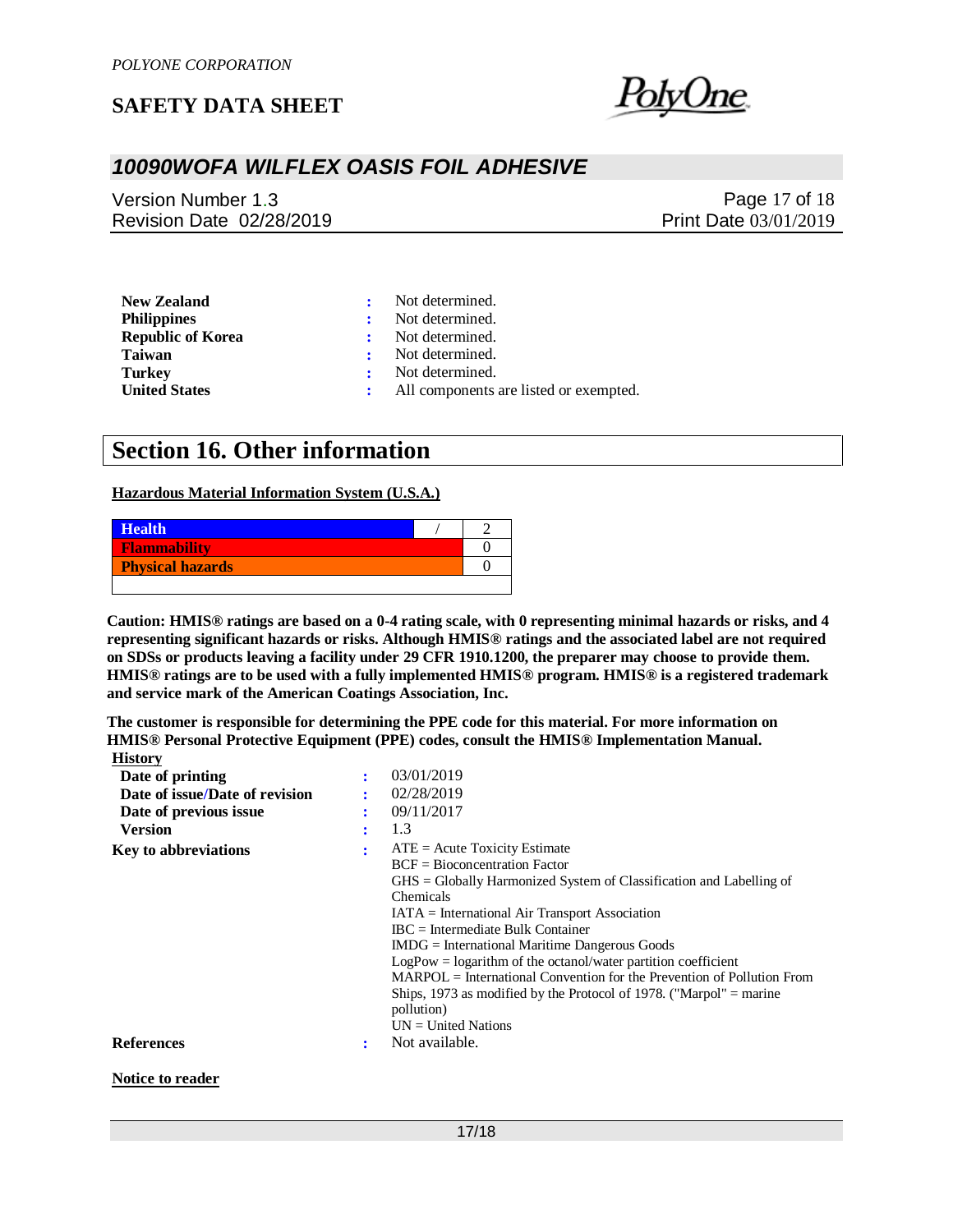| | | |
|---|---|---|
| **New Zealand** | : | Not determined. |
| **Philippines** | : | Not determined. |
| **Republic of Korea** | : | Not determined. |
| **Taiwan** | : | Not determined. |
| **Turkey** | : | Not determined. |
| **United States** | : | All components are listed or exempted. |

## Section 16. Other information

**Hazardous Material Information System (U.S.A.)**

| | | |
|---|---|---|
| **Health** | / | 2 |
| **Flammability** | | 0 |
| **Physical hazards** | | 0 |

**Caution: HMIS® ratings are based on a 0-4 rating scale, with 0 representing minimal hazards or risks, and 4 representing significant hazards or risks. Although HMIS® ratings and the associated label are not required on SDSs or products leaving a facility under 29 CFR 1910.1200, the preparer may choose to provide them. HMIS® ratings are to be used with a fully implemented HMIS® program. HMIS® is a registered trademark and service mark of the American Coatings Association, Inc.**

**The customer is responsible for determining the PPE code for this material. For more information on HMIS® Personal Protective Equipment (PPE) codes, consult the HMIS® Implementation Manual.**

**History**

| | | |
|---|---|---|
| **Date of printing** | : | 03/01/2019 |
| **Date of issue/Date of revision** | : | 02/28/2019 |
| **Date of previous issue** | : | 09/11/2017 |
| **Version** | : | 1.3 |

**Key to abbreviations** :
ATE = Acute Toxicity Estimate
BCF = Bioconcentration Factor
GHS = Globally Harmonized System of Classification and Labelling of Chemicals
IATA = International Air Transport Association
IBC = Intermediate Bulk Container
IMDG = International Maritime Dangerous Goods
LogPow = logarithm of the octanol/water partition coefficient
MARPOL = International Convention for the Prevention of Pollution From Ships, 1973 as modified by the Protocol of 1978. ("Marpol" = marine pollution)
UN = United Nations

**References** : Not available.

**Notice to reader**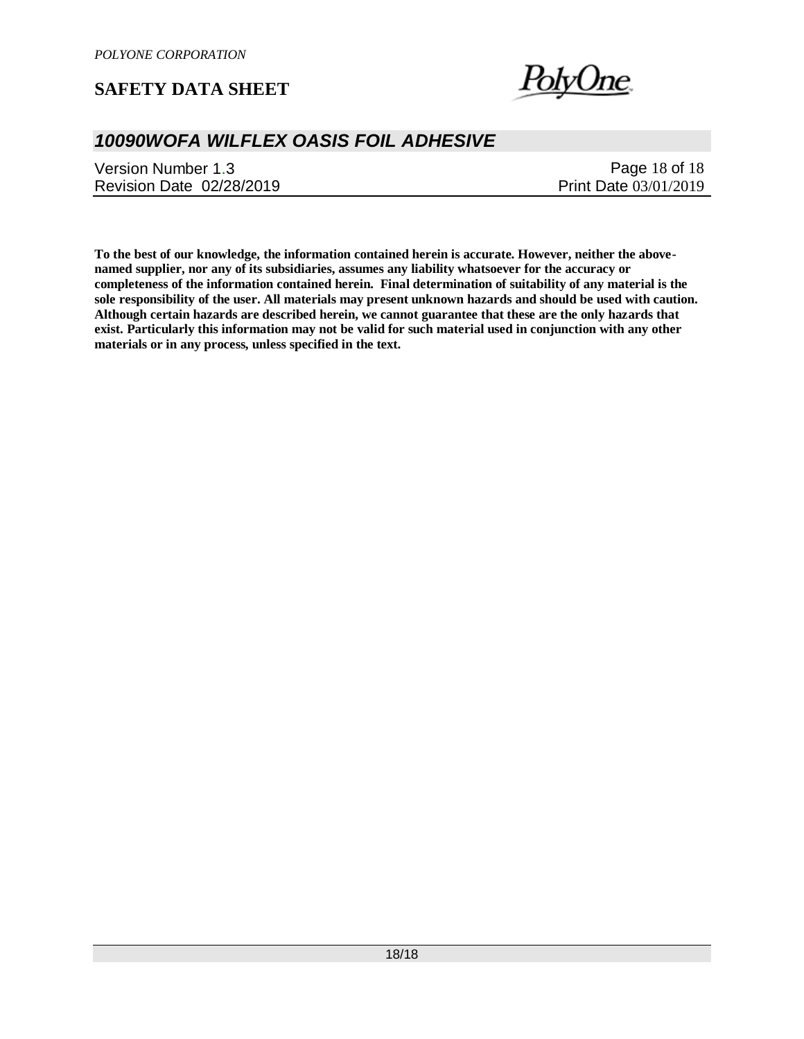**To the best of our knowledge, the information contained herein is accurate. However, neither the above-named supplier, nor any of its subsidiaries, assumes any liability whatsoever for the accuracy or completeness of the information contained herein. Final determination of suitability of any material is the sole responsibility of the user. All materials may present unknown hazards and should be used with caution. Although certain hazards are described herein, we cannot guarantee that these are the only hazards that exist. Particularly this information may not be valid for such material used in conjunction with any other materials or in any process, unless specified in the text.**